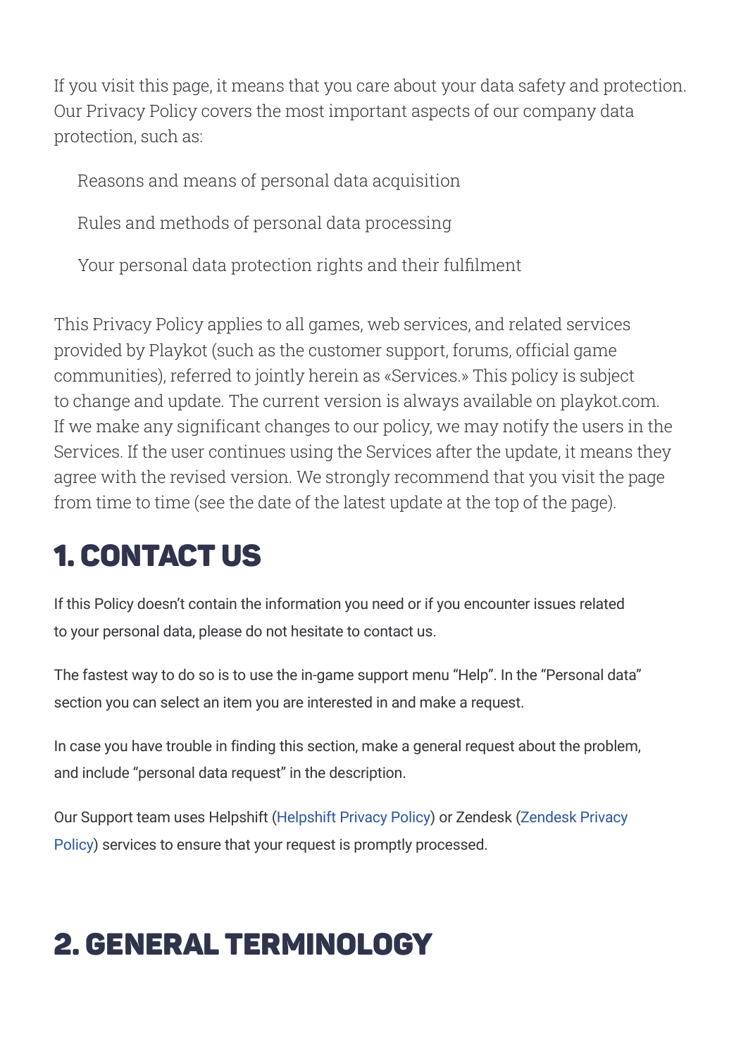If you visit this page, it means that you care about your data safety and protection. Our Privacy Policy covers the most important aspects of our company data protection, such as:

- Reasons and means of personal data acquisition
- Rules and methods of personal data processing
- Your personal data protection rights and their fulfilment

This Privacy Policy applies to all games, web services, and related services provided by Playkot (such as the customer support, forums, official game communities), referred to jointly herein as «Services.» This policy is subject to change and update. The current version is always available on playkot.com. If we make any significant changes to our policy, we may notify the users in the Services. If the user continues using the Services after the update, it means they agree with the revised version. We strongly recommend that you visit the page from time to time (see the date of the latest update at the top of the page).

## 1. CONTACT US

If this Policy doesn't contain the information you need or if you encounter issues related to your personal data, please do not hesitate to contact us.

The fastest way to do so is to use the in-game support menu "Help". In the "Personal data" section you can select an item you are interested in and make a request.

In case you have trouble in finding this section, make a general request about the problem, and include "personal data request" in the description.

Our Support team uses Helpshift (Helpshift Privacy Policy) or Zendesk (Zendesk Privacy Policy) services to ensure that your request is promptly processed.

## 2. GENERAL TERMINOLOGY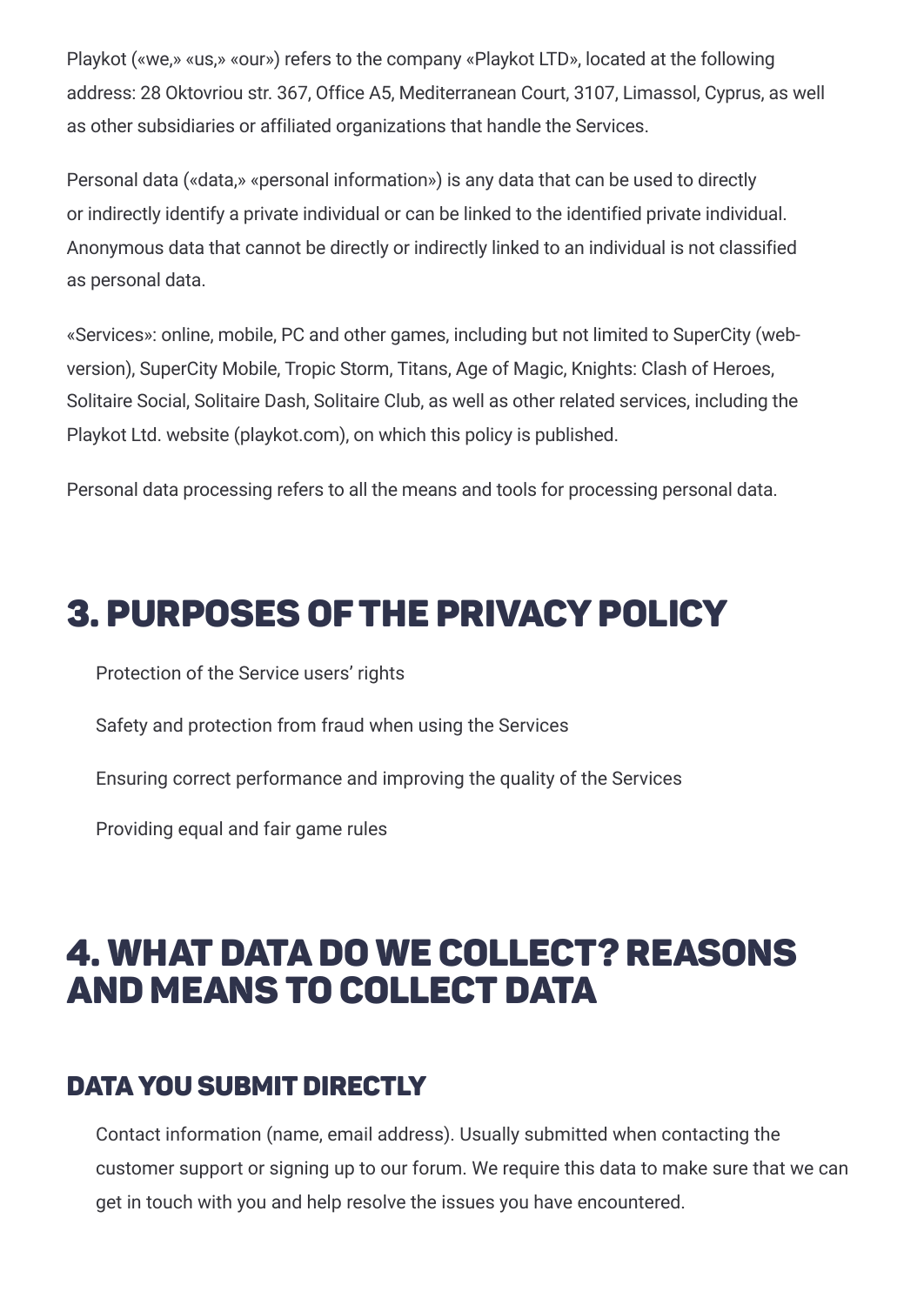Playkot («we,» «us,» «our») refers to the company «Playkot LTD», located at the following address: 28 Oktovriou str. 367, Office A5, Mediterranean Court, 3107, Limassol, Cyprus, as well as other subsidiaries or affiliated organizations that handle the Services.

Personal data («data,» «personal information») is any data that can be used to directly or indirectly identify a private individual or can be linked to the identified private individual. Anonymous data that cannot be directly or indirectly linked to an individual is not classified as personal data.

«Services»: online, mobile, PC and other games, including but not limited to SuperCity (web-version), SuperCity Mobile, Tropic Storm, Titans, Age of Magic, Knights: Clash of Heroes, Solitaire Social, Solitaire Dash, Solitaire Club, as well as other related services, including the Playkot Ltd. website (playkot.com), on which this policy is published.

Personal data processing refers to all the means and tools for processing personal data.

# 3. PURPOSES OF THE PRIVACY POLICY

- Protection of the Service users' rights
- Safety and protection from fraud when using the Services
- Ensuring correct performance and improving the quality of the Services
- Providing equal and fair game rules

# 4. WHAT DATA DO WE COLLECT? REASONS AND MEANS TO COLLECT DATA

## DATA YOU SUBMIT DIRECTLY

- Contact information (name, email address). Usually submitted when contacting the customer support or signing up to our forum. We require this data to make sure that we can get in touch with you and help resolve the issues you have encountered.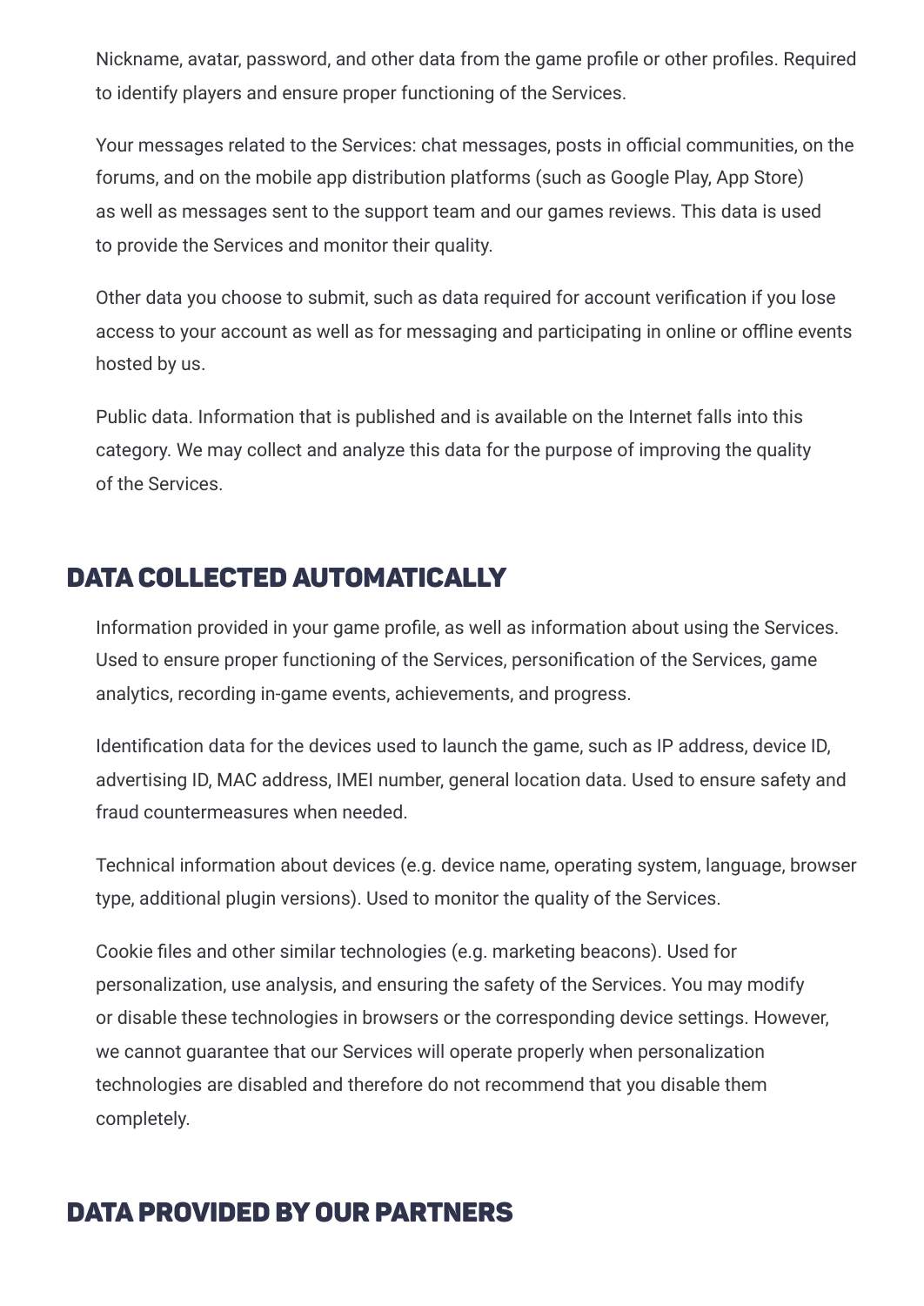Nickname, avatar, password, and other data from the game profile or other profiles. Required to identify players and ensure proper functioning of the Services.

Your messages related to the Services: chat messages, posts in official communities, on the forums, and on the mobile app distribution platforms (such as Google Play, App Store) as well as messages sent to the support team and our games reviews. This data is used to provide the Services and monitor their quality.

Other data you choose to submit, such as data required for account verification if you lose access to your account as well as for messaging and participating in online or offline events hosted by us.

Public data. Information that is published and is available on the Internet falls into this category. We may collect and analyze this data for the purpose of improving the quality of the Services.

## DATA COLLECTED AUTOMATICALLY

Information provided in your game profile, as well as information about using the Services. Used to ensure proper functioning of the Services, personification of the Services, game analytics, recording in-game events, achievements, and progress.

Identification data for the devices used to launch the game, such as IP address, device ID, advertising ID, MAC address, IMEI number, general location data. Used to ensure safety and fraud countermeasures when needed.

Technical information about devices (e.g. device name, operating system, language, browser type, additional plugin versions). Used to monitor the quality of the Services.

Cookie files and other similar technologies (e.g. marketing beacons). Used for personalization, use analysis, and ensuring the safety of the Services. You may modify or disable these technologies in browsers or the corresponding device settings. However, we cannot guarantee that our Services will operate properly when personalization technologies are disabled and therefore do not recommend that you disable them completely.

## DATA PROVIDED BY OUR PARTNERS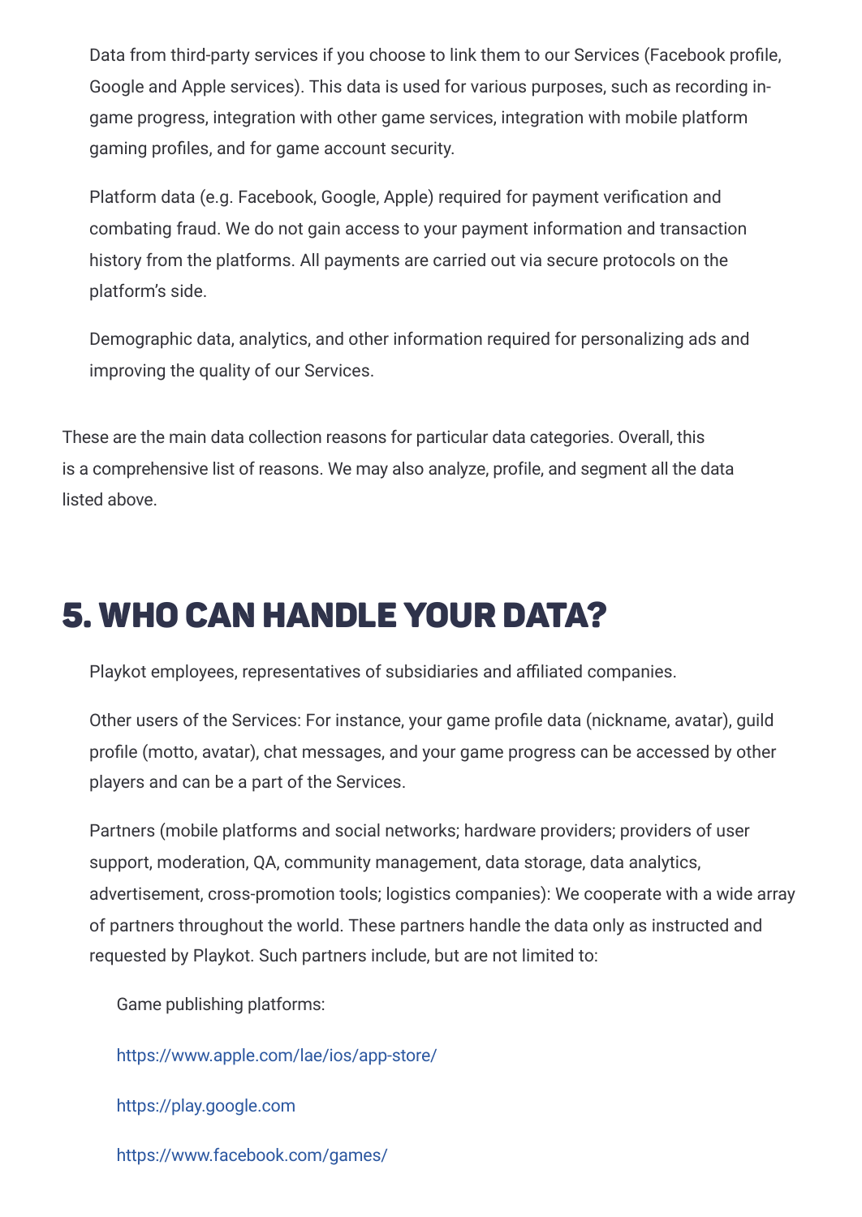Data from third-party services if you choose to link them to our Services (Facebook profile, Google and Apple services). This data is used for various purposes, such as recording in-game progress, integration with other game services, integration with mobile platform gaming profiles, and for game account security.

Platform data (e.g. Facebook, Google, Apple) required for payment verification and combating fraud. We do not gain access to your payment information and transaction history from the platforms. All payments are carried out via secure protocols on the platform's side.

Demographic data, analytics, and other information required for personalizing ads and improving the quality of our Services.

These are the main data collection reasons for particular data categories. Overall, this is a comprehensive list of reasons. We may also analyze, profile, and segment all the data listed above.

## 5. WHO CAN HANDLE YOUR DATA?

Playkot employees, representatives of subsidiaries and affiliated companies.

Other users of the Services: For instance, your game profile data (nickname, avatar), guild profile (motto, avatar), chat messages, and your game progress can be accessed by other players and can be a part of the Services.

Partners (mobile platforms and social networks; hardware providers; providers of user support, moderation, QA, community management, data storage, data analytics, advertisement, cross-promotion tools; logistics companies): We cooperate with a wide array of partners throughout the world. These partners handle the data only as instructed and requested by Playkot. Such partners include, but are not limited to:

Game publishing platforms:

https://www.apple.com/lae/ios/app-store/

https://play.google.com

https://www.facebook.com/games/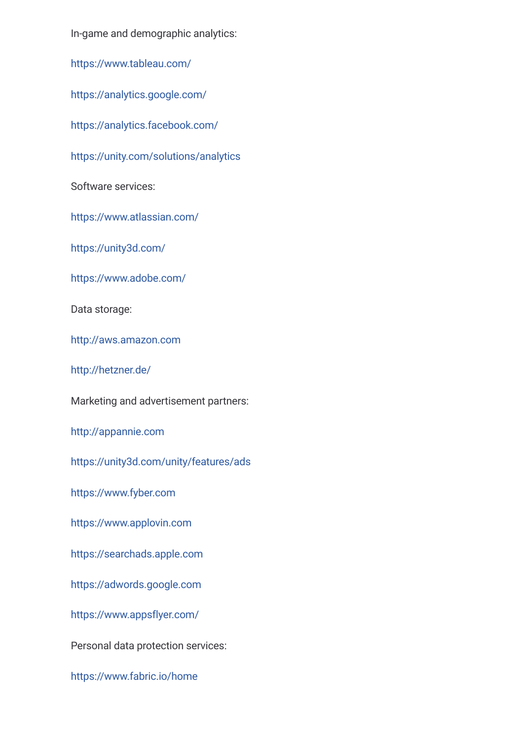In-game and demographic analytics:

https://www.tableau.com/

https://analytics.google.com/

https://analytics.facebook.com/

https://unity.com/solutions/analytics

Software services:

https://www.atlassian.com/

https://unity3d.com/

https://www.adobe.com/

Data storage:

http://aws.amazon.com

http://hetzner.de/

Marketing and advertisement partners:

http://appannie.com

https://unity3d.com/unity/features/ads

https://www.fyber.com

https://www.applovin.com

https://searchads.apple.com

https://adwords.google.com

https://www.appsflyer.com/

Personal data protection services:

https://www.fabric.io/home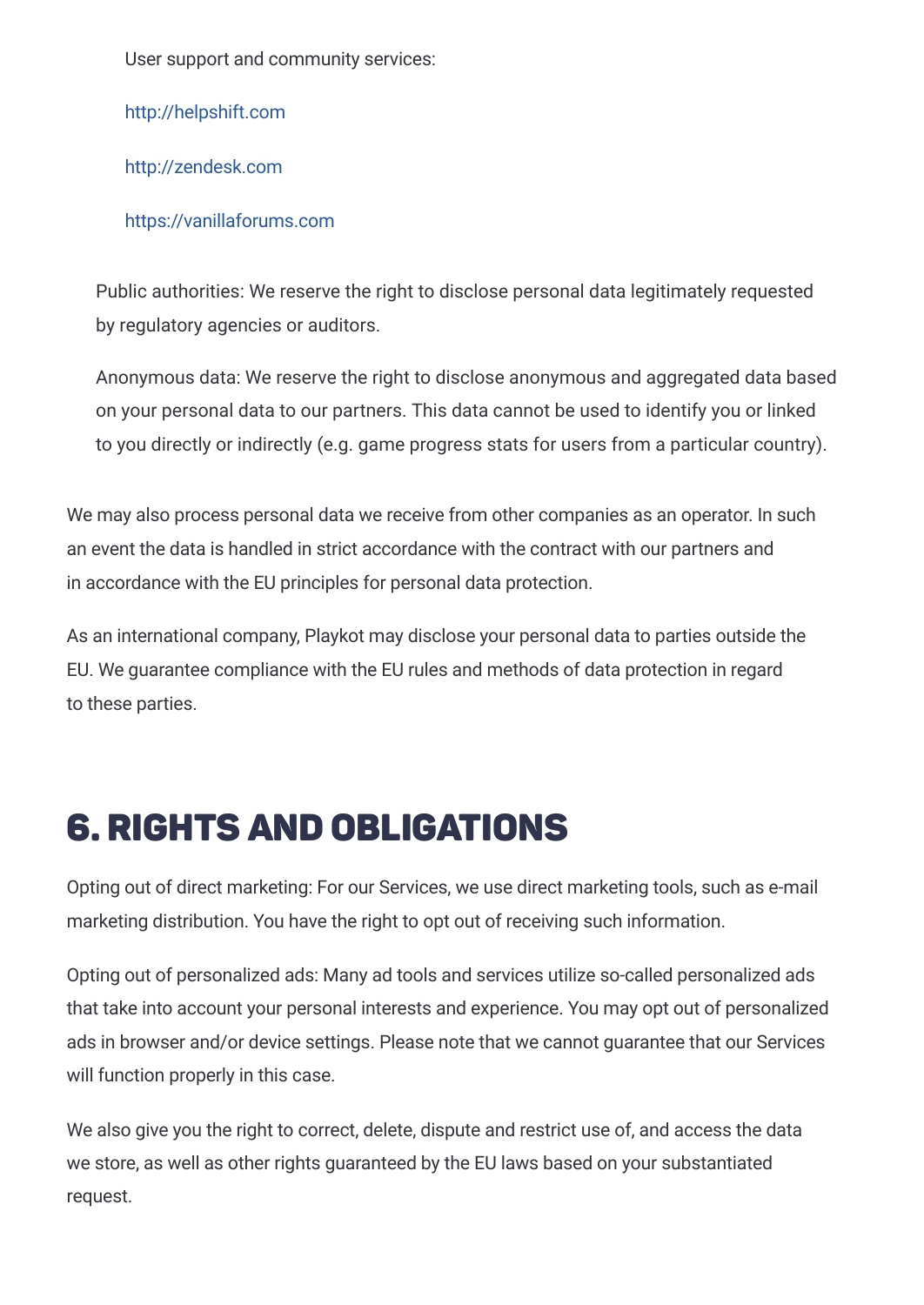User support and community services:

http://helpshift.com

http://zendesk.com

https://vanillaforums.com

Public authorities: We reserve the right to disclose personal data legitimately requested by regulatory agencies or auditors.

Anonymous data: We reserve the right to disclose anonymous and aggregated data based on your personal data to our partners. This data cannot be used to identify you or linked to you directly or indirectly (e.g. game progress stats for users from a particular country).

We may also process personal data we receive from other companies as an operator. In such an event the data is handled in strict accordance with the contract with our partners and in accordance with the EU principles for personal data protection.

As an international company, Playkot may disclose your personal data to parties outside the EU. We guarantee compliance with the EU rules and methods of data protection in regard to these parties.

# 6. RIGHTS AND OBLIGATIONS

Opting out of direct marketing: For our Services, we use direct marketing tools, such as e-mail marketing distribution. You have the right to opt out of receiving such information.

Opting out of personalized ads: Many ad tools and services utilize so-called personalized ads that take into account your personal interests and experience. You may opt out of personalized ads in browser and/or device settings. Please note that we cannot guarantee that our Services will function properly in this case.

We also give you the right to correct, delete, dispute and restrict use of, and access the data we store, as well as other rights guaranteed by the EU laws based on your substantiated request.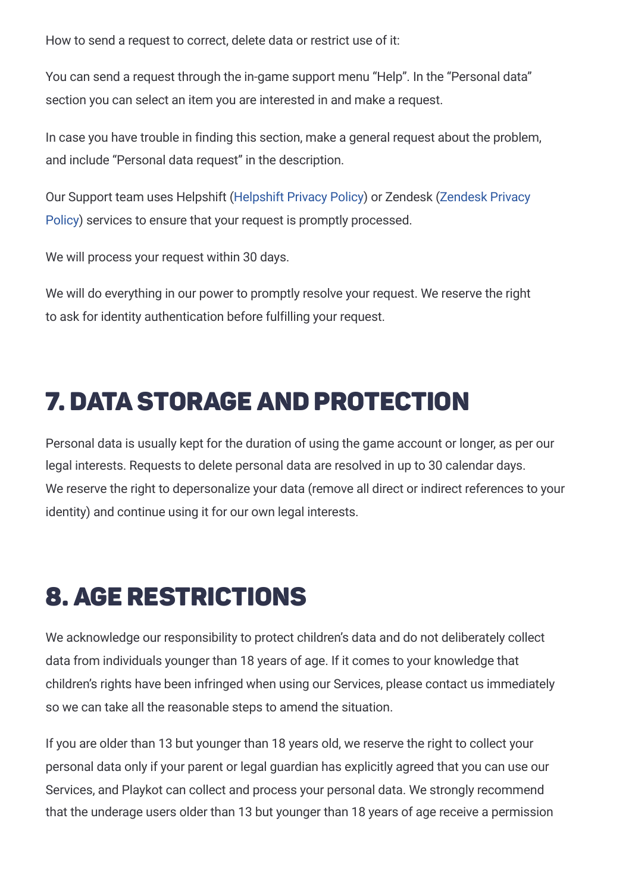How to send a request to correct, delete data or restrict use of it:

You can send a request through the in-game support menu "Help". In the "Personal data" section you can select an item you are interested in and make a request.

In case you have trouble in finding this section, make a general request about the problem, and include "Personal data request" in the description.

Our Support team uses Helpshift (Helpshift Privacy Policy) or Zendesk (Zendesk Privacy Policy) services to ensure that your request is promptly processed.

We will process your request within 30 days.

We will do everything in our power to promptly resolve your request. We reserve the right to ask for identity authentication before fulfilling your request.

# 7. DATA STORAGE AND PROTECTION

Personal data is usually kept for the duration of using the game account or longer, as per our legal interests. Requests to delete personal data are resolved in up to 30 calendar days. We reserve the right to depersonalize your data (remove all direct or indirect references to your identity) and continue using it for our own legal interests.

# 8. AGE RESTRICTIONS

We acknowledge our responsibility to protect children's data and do not deliberately collect data from individuals younger than 18 years of age. If it comes to your knowledge that children's rights have been infringed when using our Services, please contact us immediately so we can take all the reasonable steps to amend the situation.

If you are older than 13 but younger than 18 years old, we reserve the right to collect your personal data only if your parent or legal guardian has explicitly agreed that you can use our Services, and Playkot can collect and process your personal data. We strongly recommend that the underage users older than 13 but younger than 18 years of age receive a permission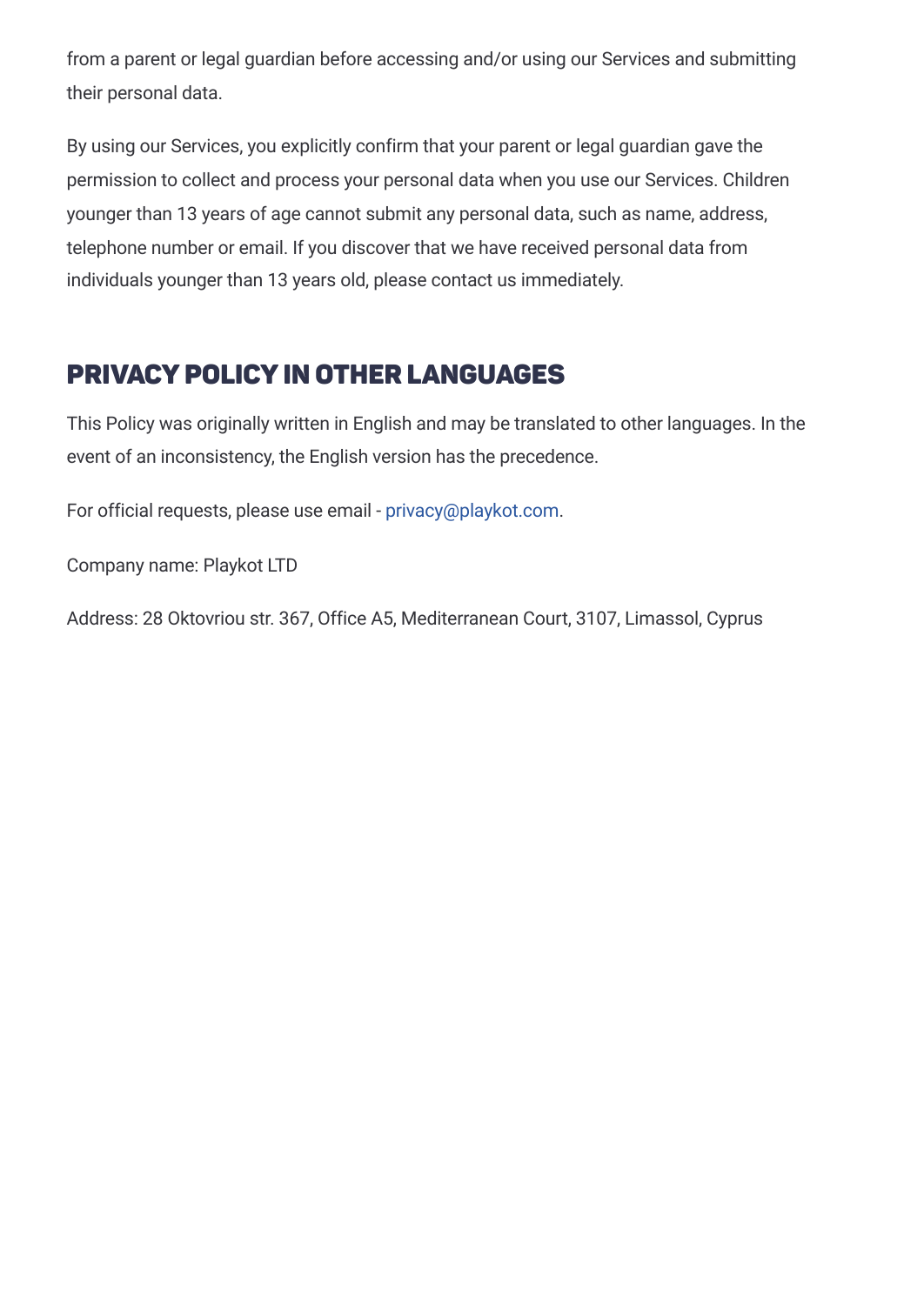from a parent or legal guardian before accessing and/or using our Services and submitting their personal data.

By using our Services, you explicitly confirm that your parent or legal guardian gave the permission to collect and process your personal data when you use our Services. Children younger than 13 years of age cannot submit any personal data, such as name, address, telephone number or email. If you discover that we have received personal data from individuals younger than 13 years old, please contact us immediately.

## PRIVACY POLICY IN OTHER LANGUAGES

This Policy was originally written in English and may be translated to other languages. In the event of an inconsistency, the English version has the precedence.

For official requests, please use email - privacy@playkot.com.

Company name: Playkot LTD

Address: 28 Oktovriou str. 367, Office A5, Mediterranean Court, 3107, Limassol, Cyprus